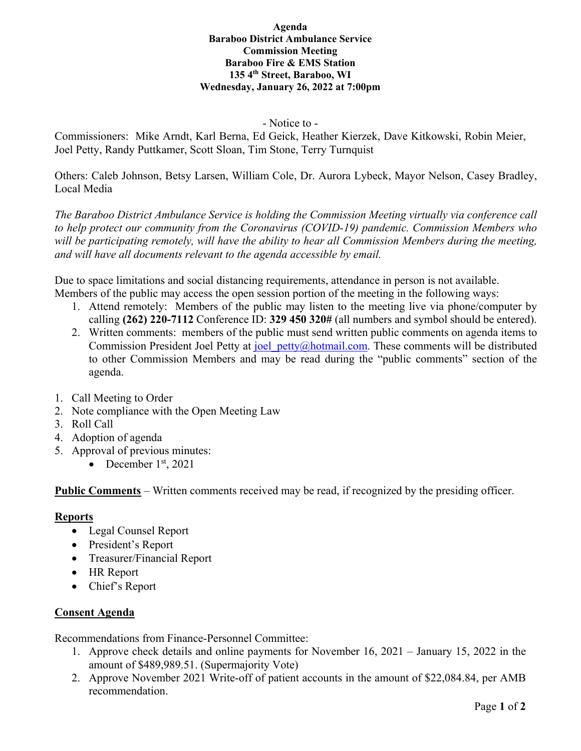**Agenda**
**Baraboo District Ambulance Service**
**Commission Meeting**
**Baraboo Fire & EMS Station**
**135 4th Street, Baraboo, WI**
**Wednesday, January 26, 2022 at 7:00pm**

- Notice to -

Commissioners: Mike Arndt, Karl Berna, Ed Geick, Heather Kierzek, Dave Kitkowski, Robin Meier, Joel Petty, Randy Puttkamer, Scott Sloan, Tim Stone, Terry Turnquist

Others: Caleb Johnson, Betsy Larsen, William Cole, Dr. Aurora Lybeck, Mayor Nelson, Casey Bradley, Local Media

*The Baraboo District Ambulance Service is holding the Commission Meeting virtually via conference call to help protect our community from the Coronavirus (COVID-19) pandemic. Commission Members who will be participating remotely, will have the ability to hear all Commission Members during the meeting, and will have all documents relevant to the agenda accessible by email.*

Due to space limitations and social distancing requirements, attendance in person is not available. Members of the public may access the open session portion of the meeting in the following ways:

1. Attend remotely: Members of the public may listen to the meeting live via phone/computer by calling **(262) 220-7112** Conference ID: **329 450 320#** (all numbers and symbol should be entered).
2. Written comments: members of the public must send written public comments on agenda items to Commission President Joel Petty at joel_petty@hotmail.com. These comments will be distributed to other Commission Members and may be read during the "public comments" section of the agenda.

1. Call Meeting to Order
2. Note compliance with the Open Meeting Law
3. Roll Call
4. Adoption of agenda
5. Approval of previous minutes:
   - December 1st, 2021

**Public Comments** – Written comments received may be read, if recognized by the presiding officer.

**Reports**

- Legal Counsel Report
- President's Report
- Treasurer/Financial Report
- HR Report
- Chief's Report

**Consent Agenda**

Recommendations from Finance-Personnel Committee:

1. Approve check details and online payments for November 16, 2021 – January 15, 2022 in the amount of $489,989.51. (Supermajority Vote)
2. Approve November 2021 Write-off of patient accounts in the amount of $22,084.84, per AMB recommendation.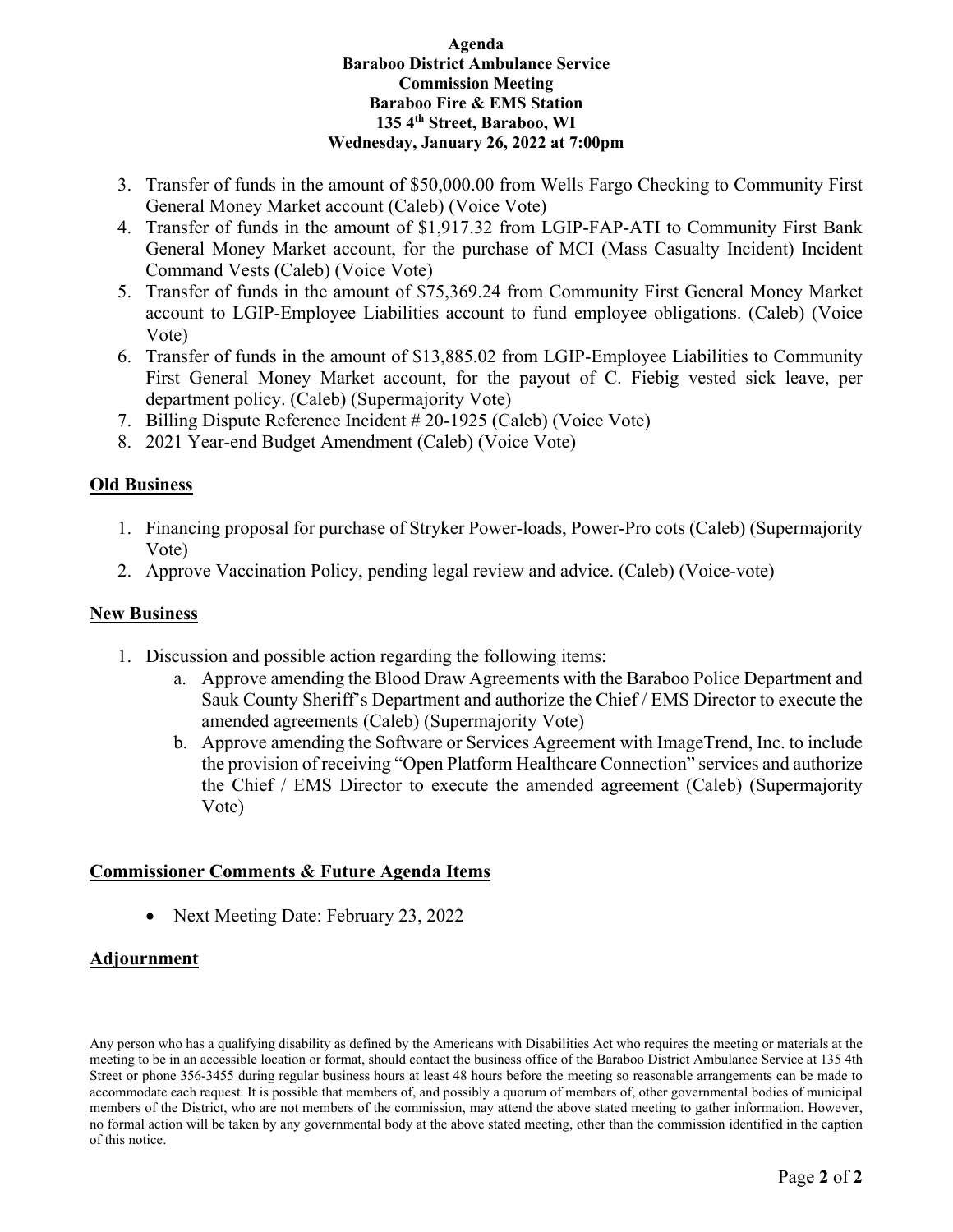**Agenda**
**Baraboo District Ambulance Service**
**Commission Meeting**
**Baraboo Fire & EMS Station**
**135 4th Street, Baraboo, WI**
**Wednesday, January 26, 2022 at 7:00pm**

3. Transfer of funds in the amount of $50,000.00 from Wells Fargo Checking to Community First General Money Market account (Caleb) (Voice Vote)
4. Transfer of funds in the amount of $1,917.32 from LGIP-FAP-ATI to Community First Bank General Money Market account, for the purchase of MCI (Mass Casualty Incident) Incident Command Vests (Caleb) (Voice Vote)
5. Transfer of funds in the amount of $75,369.24 from Community First General Money Market account to LGIP-Employee Liabilities account to fund employee obligations. (Caleb) (Voice Vote)
6. Transfer of funds in the amount of $13,885.02 from LGIP-Employee Liabilities to Community First General Money Market account, for the payout of C. Fiebig vested sick leave, per department policy. (Caleb) (Supermajority Vote)
7. Billing Dispute Reference Incident # 20-1925 (Caleb) (Voice Vote)
8. 2021 Year-end Budget Amendment (Caleb) (Voice Vote)

## Old Business

1. Financing proposal for purchase of Stryker Power-loads, Power-Pro cots (Caleb) (Supermajority Vote)
2. Approve Vaccination Policy, pending legal review and advice. (Caleb) (Voice-vote)

## New Business

1. Discussion and possible action regarding the following items:
   a. Approve amending the Blood Draw Agreements with the Baraboo Police Department and Sauk County Sheriff's Department and authorize the Chief / EMS Director to execute the amended agreements (Caleb) (Supermajority Vote)
   b. Approve amending the Software or Services Agreement with ImageTrend, Inc. to include the provision of receiving "Open Platform Healthcare Connection" services and authorize the Chief / EMS Director to execute the amended agreement (Caleb) (Supermajority Vote)

## Commissioner Comments & Future Agenda Items

- Next Meeting Date: February 23, 2022

## Adjournment

Any person who has a qualifying disability as defined by the Americans with Disabilities Act who requires the meeting or materials at the meeting to be in an accessible location or format, should contact the business office of the Baraboo District Ambulance Service at 135 4th Street or phone 356-3455 during regular business hours at least 48 hours before the meeting so reasonable arrangements can be made to accommodate each request. It is possible that members of, and possibly a quorum of members of, other governmental bodies of municipal members of the District, who are not members of the commission, may attend the above stated meeting to gather information. However, no formal action will be taken by any governmental body at the above stated meeting, other than the commission identified in the caption of this notice.